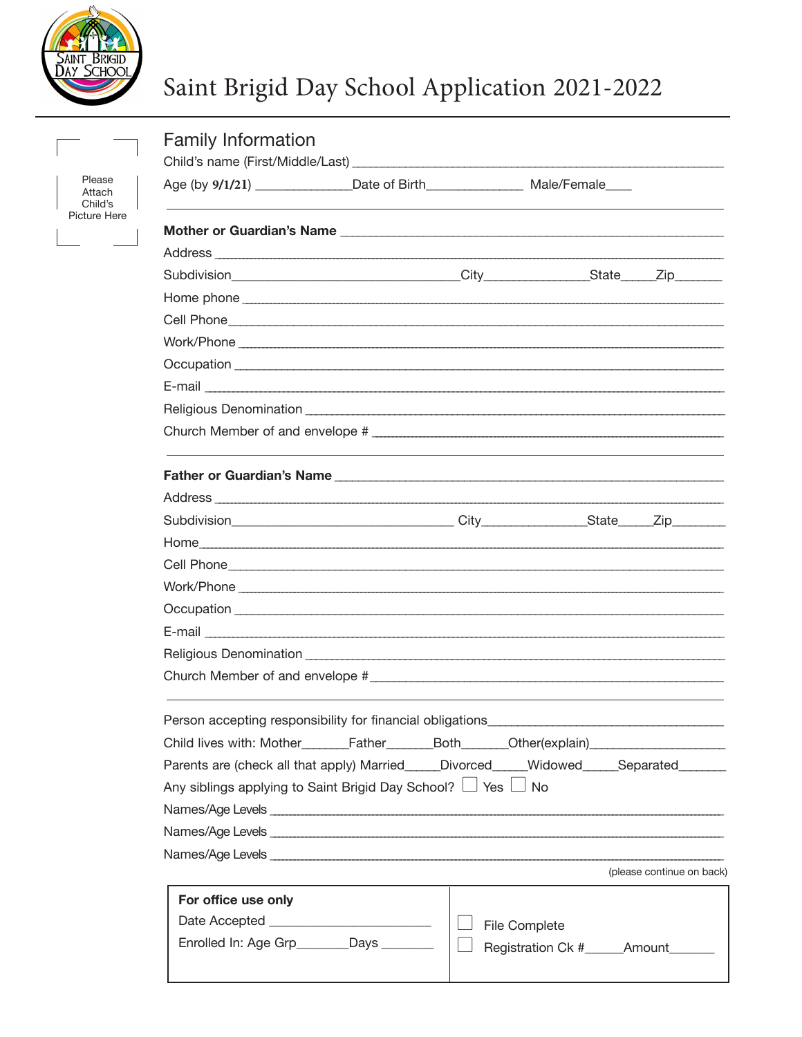# Saint Brigid Day School Application 2021-2022

Please Attach Child's Picture Here

## Family Information

Child's name (First/Middle/Last) ___________________________________________

Age (by 9/1/21) ____________ Date of Birth ____________ Male/Female ____

**Mother or Guardian's Name** ___________________________________________

Address ___________________________________________

Subdivision ______________________ City ____________ State _____ Zip ______

Home phone ___________________________________________

Cell Phone ___________________________________________

Work/Phone ___________________________________________

Occupation ___________________________________________

E-mail ___________________________________________

Religious Denomination ___________________________________________

Church Member of and envelope # ___________________________________________

**Father or Guardian's Name** ___________________________________________

Address ___________________________________________

Subdivision ______________________ City ____________ State _____ Zip ______

Home ___________________________________________

Cell Phone ___________________________________________

Work/Phone ___________________________________________

Occupation ___________________________________________

E-mail ___________________________________________

Religious Denomination ___________________________________________

Church Member of and envelope # ___________________________________________

Person accepting responsibility for financial obligations ______________________

Child lives with: Mother ______ Father ______ Both ______ Other(explain) ______________

Parents are (check all that apply) Married _____ Divorced _____ Widowed _____ Separated ______

Any siblings applying to Saint Brigid Day School? ☐ Yes ☐ No

Names/Age Levels ___________________________________________

Names/Age Levels ___________________________________________

Names/Age Levels ___________________________________________

(please continue on back)

| **For office use only** | |
|---|---|
| Date Accepted ____________________ | ☐ File Complete |
| Enrolled In: Age Grp _______ Days _______ | ☐ Registration Ck # _____ Amount ______ |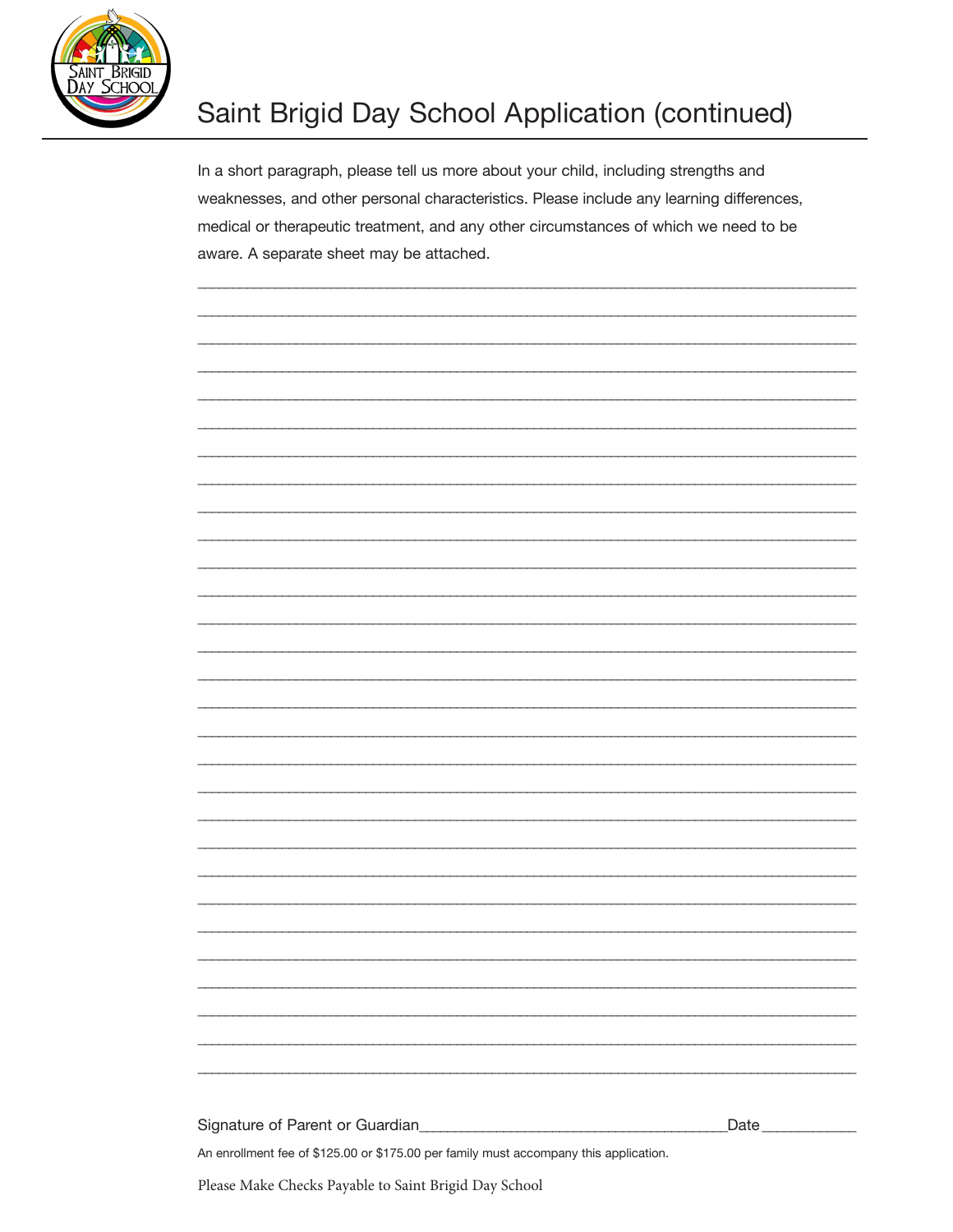# Saint Brigid Day School Application (continued)

In a short paragraph, please tell us more about your child, including strengths and weaknesses, and other personal characteristics. Please include any learning differences, medical or therapeutic treatment, and any other circumstances of which we need to be aware. A separate sheet may be attached.

_______________________________________________________________________________

_______________________________________________________________________________

_______________________________________________________________________________

_______________________________________________________________________________

_______________________________________________________________________________

_______________________________________________________________________________

_______________________________________________________________________________

_______________________________________________________________________________

_______________________________________________________________________________

_______________________________________________________________________________

_______________________________________________________________________________

_______________________________________________________________________________

_______________________________________________________________________________

_______________________________________________________________________________

_______________________________________________________________________________

_______________________________________________________________________________

_______________________________________________________________________________

_______________________________________________________________________________

_______________________________________________________________________________

_______________________________________________________________________________

_______________________________________________________________________________

_______________________________________________________________________________

_______________________________________________________________________________

_______________________________________________________________________________

_______________________________________________________________________________

_______________________________________________________________________________

_______________________________________________________________________________

_______________________________________________________________________________

_______________________________________________________________________________

Signature of Parent or Guardian_____________________________________Date___________

An enrollment fee of $125.00 or $175.00 per family must accompany this application.

Please Make Checks Payable to Saint Brigid Day School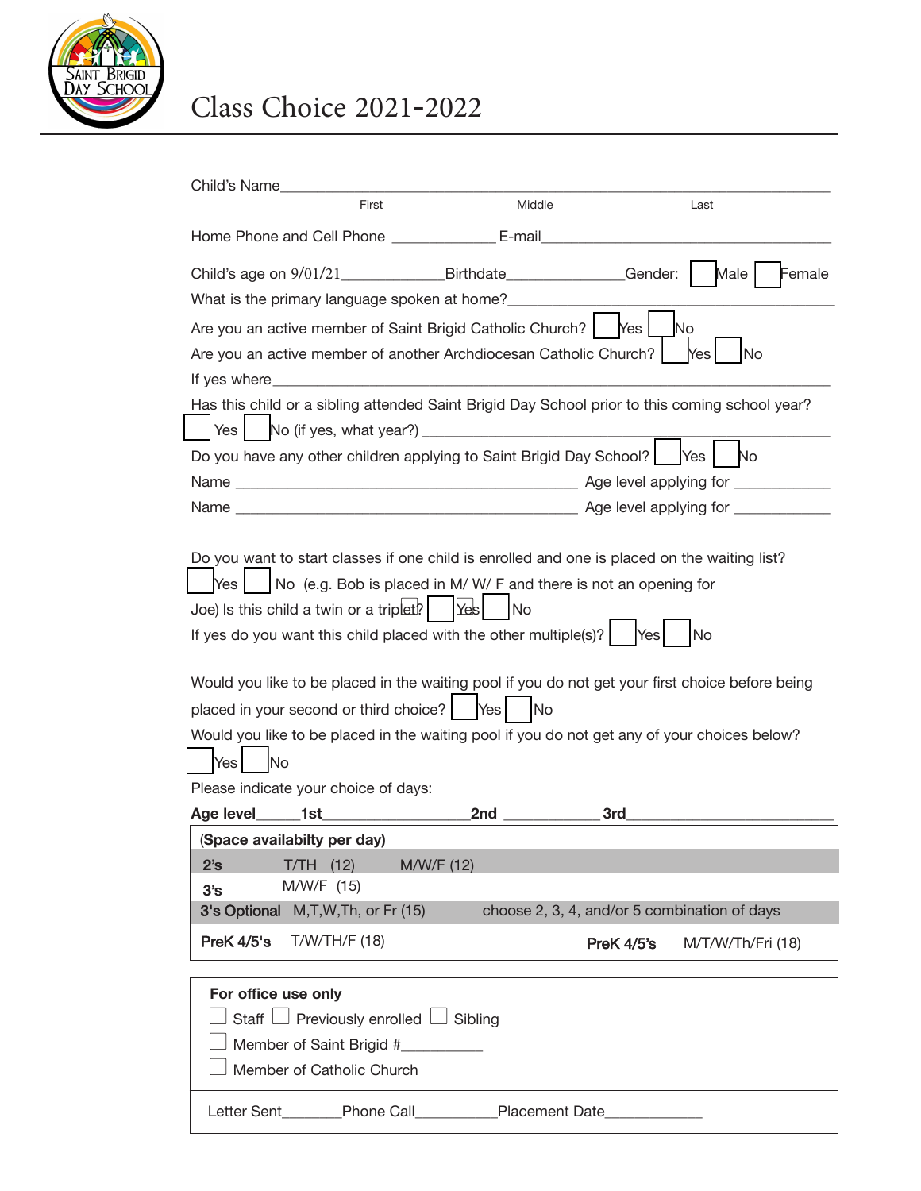# Class Choice 2021-2022

Child's Name_______________________________________________
First Middle Last

Home Phone and Cell Phone ____________ E-mail_________________________________

Child's age on 9/01/21____________Birthdate______________Gender: ☐ Male ☐ Female

What is the primary language spoken at home?_________________________________

Are you an active member of Saint Brigid Catholic Church? ☐ Yes ☐ No

Are you an active member of another Archdiocesan Catholic Church? ☐ Yes ☐ No

If yes where_______________________________________________

Has this child or a sibling attended Saint Brigid Day School prior to this coming school year?

☐ Yes ☐ No (if yes, what year?) _________________________________

Do you have any other children applying to Saint Brigid Day School? ☐ Yes ☐ No

Name ________________________________________ Age level applying for ___________

Name ________________________________________ Age level applying for ___________

Do you want to start classes if one child is enrolled and one is placed on the waiting list?

☐ Yes ☐ No (e.g. Bob is placed in M/ W/ F and there is not an opening for Joe) Is this child a twin or a triplet? ☐ Yes ☐ No

If yes do you want this child placed with the other multiple(s)? ☐ Yes ☐ No

Would you like to be placed in the waiting pool if you do not get your first choice before being placed in your second or third choice? ☐ Yes ☐ No

Would you like to be placed in the waiting pool if you do not get any of your choices below?

☐ Yes ☐ No

Please indicate your choice of days:

**Age level**_____**1st**________________**2nd** ___________**3rd**________________________

| **(Space availabilty per day)** | | | |
|---|---|---|---|
| **2's** | T/TH (12) | M/W/F (12) | |
| **3's** | M/W/F (15) | | |
| **3's Optional** | M,T,W,Th, or Fr (15) | choose 2, 3, 4, and/or 5 combination of days | |
| **PreK 4/5's** | T/W/TH/F (18) | **PreK 4/5's** | M/T/W/Th/Fri (18) |

**For office use only**

☐ Staff ☐ Previously enrolled ☐ Sibling

☐ Member of Saint Brigid #_________

☐ Member of Catholic Church

Letter Sent_______Phone Call__________Placement Date____________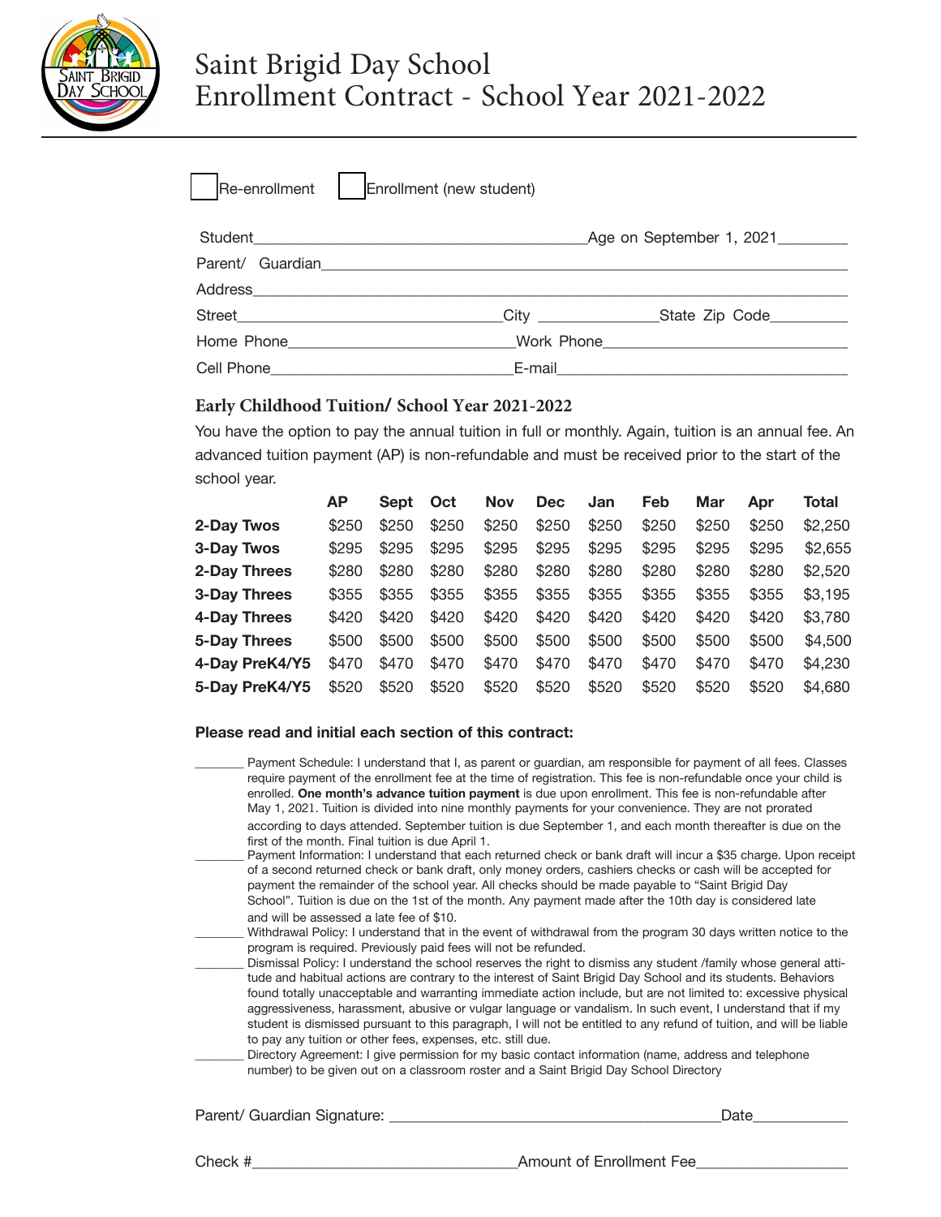# Saint Brigid Day School
## Enrollment Contract - School Year 2021-2022

☐ Re-enrollment ☐ Enrollment (new student)

Student_________________________________________Age on September 1, 2021________

Parent/ Guardian_________________________________________________________________

Address__________________________________________________________________________

Street________________________________City ______________State Zip Code_________

Home Phone___________________________Work Phone______________________________

Cell Phone____________________________E-mail__________________________________

### Early Childhood Tuition/ School Year 2021-2022

You have the option to pay the annual tuition in full or monthly. Again, tuition is an annual fee. An advanced tuition payment (AP) is non-refundable and must be received prior to the start of the school year.

| | AP | Sept | Oct | Nov | Dec | Jan | Feb | Mar | Apr | Total |
|---|---|---|---|---|---|---|---|---|---|---|
| **2-Day Twos** | $250 | $250 | $250 | $250 | $250 | $250 | $250 | $250 | $250 | $2,250 |
| **3-Day Twos** | $295 | $295 | $295 | $295 | $295 | $295 | $295 | $295 | $295 | $2,655 |
| **2-Day Threes** | $280 | $280 | $280 | $280 | $280 | $280 | $280 | $280 | $280 | $2,520 |
| **3-Day Threes** | $355 | $355 | $355 | $355 | $355 | $355 | $355 | $355 | $355 | $3,195 |
| **4-Day Threes** | $420 | $420 | $420 | $420 | $420 | $420 | $420 | $420 | $420 | $3,780 |
| **5-Day Threes** | $500 | $500 | $500 | $500 | $500 | $500 | $500 | $500 | $500 | $4,500 |
| **4-Day PreK4/Y5** | $470 | $470 | $470 | $470 | $470 | $470 | $470 | $470 | $470 | $4,230 |
| **5-Day PreK4/Y5** | $520 | $520 | $520 | $520 | $520 | $520 | $520 | $520 | $520 | $4,680 |

**Please read and initial each section of this contract:**

_______ Payment Schedule: I understand that I, as parent or guardian, am responsible for payment of all fees. Classes require payment of the enrollment fee at the time of registration. This fee is non-refundable once your child is enrolled. **One month's advance tuition payment** is due upon enrollment. This fee is non-refundable after May 1, 2021. Tuition is divided into nine monthly payments for your convenience. They are not prorated according to days attended. September tuition is due September 1, and each month thereafter is due on the first of the month. Final tuition is due April 1.

_______ Payment Information: I understand that each returned check or bank draft will incur a $35 charge. Upon receipt of a second returned check or bank draft, only money orders, cashiers checks or cash will be accepted for payment the remainder of the school year. All checks should be made payable to "Saint Brigid Day School". Tuition is due on the 1st of the month. Any payment made after the 10th day is considered late and will be assessed a late fee of $10.

_______ Withdrawal Policy: I understand that in the event of withdrawal from the program 30 days written notice to the program is required. Previously paid fees will not be refunded.

_______ Dismissal Policy: I understand the school reserves the right to dismiss any student /family whose general attitude and habitual actions are contrary to the interest of Saint Brigid Day School and its students. Behaviors found totally unacceptable and warranting immediate action include, but are not limited to: excessive physical aggressiveness, harassment, abusive or vulgar language or vandalism. In such event, I understand that if my student is dismissed pursuant to this paragraph, I will not be entitled to any refund of tuition, and will be liable to pay any tuition or other fees, expenses, etc. still due.

_______ Directory Agreement: I give permission for my basic contact information (name, address and telephone number) to be given out on a classroom roster and a Saint Brigid Day School Directory

Parent/ Guardian Signature: ________________________________________Date____________

Check #________________________________Amount of Enrollment Fee__________________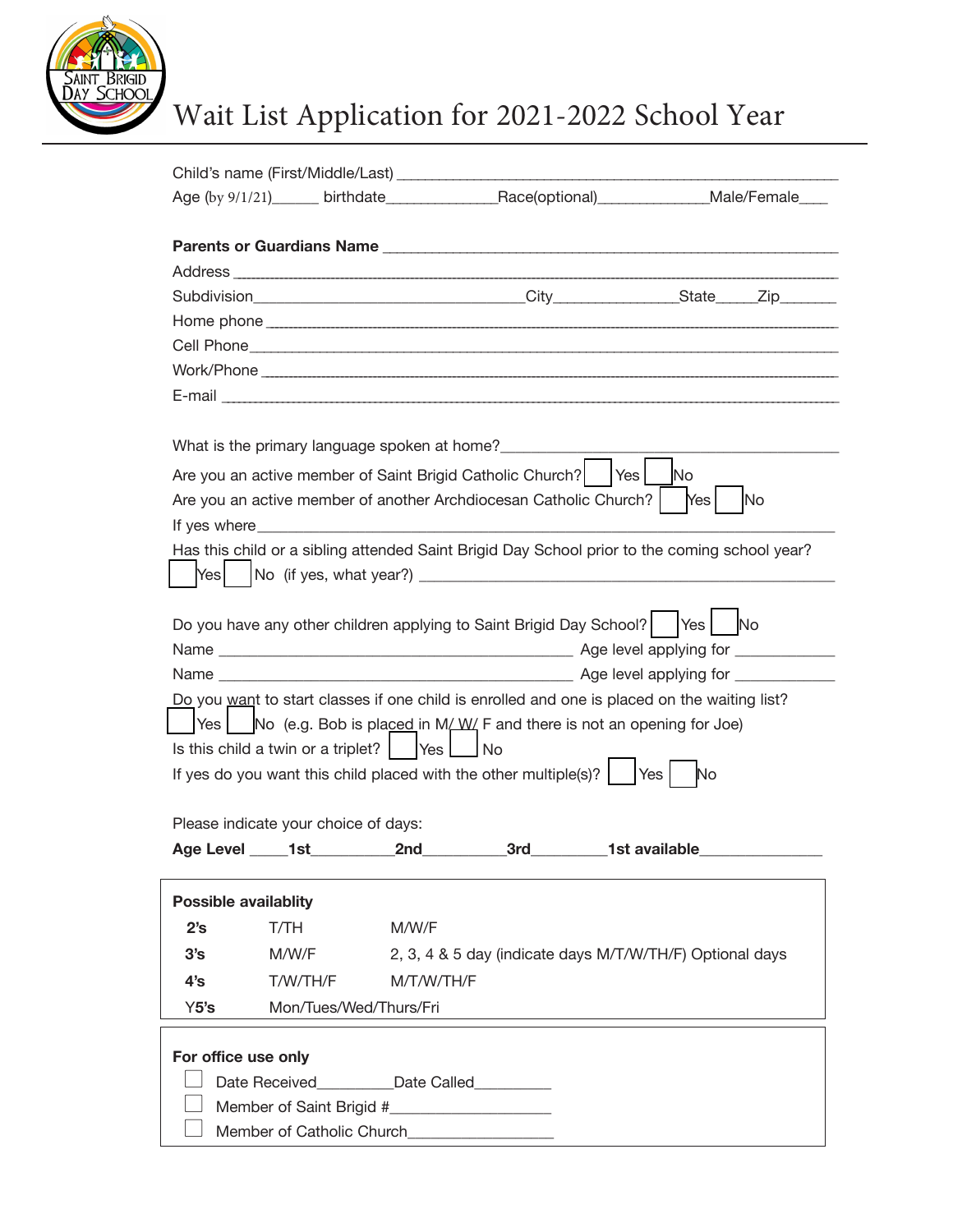# Wait List Application for 2021-2022 School Year

Child's name (First/Middle/Last) ______________________________________________

Age (by 9/1/21)______ birthdate______________ Race(optional)______________ Male/Female____

**Parents or Guardians Name** ______________________________________________

Address ______________________________________________

Subdivision________________________________ City______________ State_____ Zip_______

Home phone ______________________________________________

Cell Phone ______________________________________________

Work/Phone ______________________________________________

E-mail ______________________________________________

What is the primary language spoken at home?______________________________

Are you an active member of Saint Brigid Catholic Church? ☐ Yes ☐ No

Are you an active member of another Archdiocesan Catholic Church? ☐ Yes ☐ No

If yes where______________________________________________

Has this child or a sibling attended Saint Brigid Day School prior to the coming school year?

☐ Yes ☐ No (if yes, what year?) ______________________________

Do you have any other children applying to Saint Brigid Day School? ☐ Yes ☐ No

Name ______________________________ Age level applying for ____________

Name ______________________________ Age level applying for ____________

Do you want to start classes if one child is enrolled and one is placed on the waiting list?

☐ Yes ☐ No (e.g. Bob is placed in M/ W/ F and there is not an opening for Joe)

Is this child a twin or a triplet? ☐ Yes ☐ No

If yes do you want this child placed with the other multiple(s)? ☐ Yes ☐ No

Please indicate your choice of days:

**Age Level** _____ **1st**__________ **2nd**__________ **3rd**_________ **1st available**_______________

**Possible availablity**

| | | |
|---|---|---|
| **2's** | T/TH | M/W/F |
| **3's** | M/W/F | 2, 3, 4 & 5 day (indicate days M/T/W/TH/F) Optional days |
| **4's** | T/W/TH/F | M/T/W/TH/F |
| Y**5's** | Mon/Tues/Wed/Thurs/Fri | |

**For office use only**

- ☐ Date Received_________ Date Called_________
- ☐ Member of Saint Brigid #___________________
- ☐ Member of Catholic Church_________________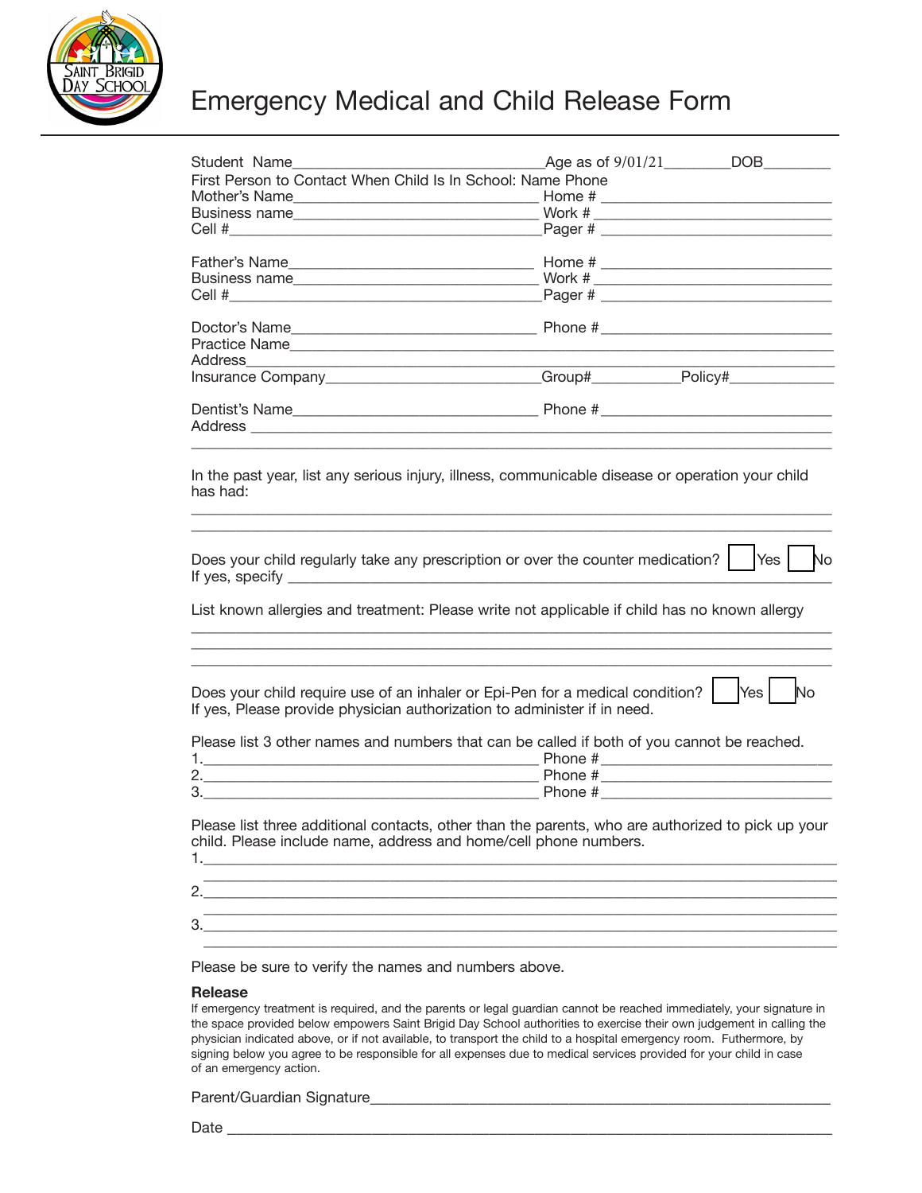# Emergency Medical and Child Release Form

Student Name________________________________Age as of 9/01/21________DOB________

First Person to Contact When Child Is In School: Name Phone

Mother's Name________________________________ Home # ______________________________

Business name________________________________ Work # ______________________________

Cell #_______________________________________Pager # ______________________________

Father's Name________________________________ Home # ______________________________

Business name________________________________ Work # ______________________________

Cell #_______________________________________Pager # ______________________________

Doctor's Name________________________________ Phone #______________________________

Practice Name_________________________________________________________________

Address_______________________________________________________________________

Insurance Company___________________________Group#__________Policy#_____________

Dentist's Name________________________________ Phone #______________________________

Address ______________________________________________________________________

______________________________________________________________________________

In the past year, list any serious injury, illness, communicable disease or operation your child has had:

______________________________________________________________________________

______________________________________________________________________________

Does your child regularly take any prescription or over the counter medication? ☐ Yes ☐ No

If yes, specify ______________________________________________________________

List known allergies and treatment: Please write not applicable if child has no known allergy

______________________________________________________________________________

______________________________________________________________________________

______________________________________________________________________________

Does your child require use of an inhaler or Epi-Pen for a medical condition? ☐ Yes ☐ No

If yes, Please provide physician authorization to administer if in need.

Please list 3 other names and numbers that can be called if both of you cannot be reached.

1.___________________________________________ Phone #______________________________

2.___________________________________________ Phone #______________________________

3.___________________________________________ Phone #______________________________

Please list three additional contacts, other than the parents, who are authorized to pick up your child. Please include name, address and home/cell phone numbers.

1.____________________________________________________________________________

______________________________________________________________________________

2.____________________________________________________________________________

______________________________________________________________________________

3.____________________________________________________________________________

______________________________________________________________________________

Please be sure to verify the names and numbers above.

**Release**

If emergency treatment is required, and the parents or legal guardian cannot be reached immediately, your signature in the space provided below empowers Saint Brigid Day School authorities to exercise their own judgement in calling the physician indicated above, or if not available, to transport the child to a hospital emergency room. Futhermore, by signing below you agree to be responsible for all expenses due to medical services provided for your child in case of an emergency action.

Parent/Guardian Signature_____________________________________________________

Date _________________________________________________________________________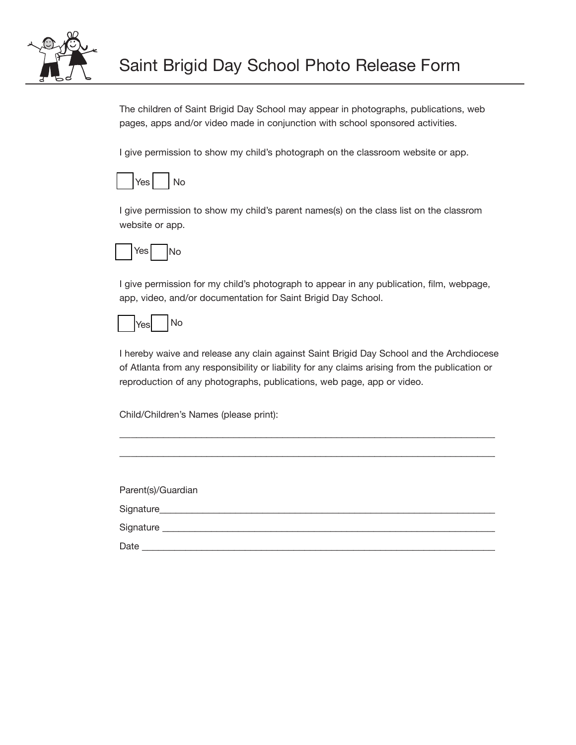# Saint Brigid Day School Photo Release Form

The children of Saint Brigid Day School may appear in photographs, publications, web pages, apps and/or video made in conjunction with school sponsored activities.

I give permission to show my child's photograph on the classroom website or app.

☐ Yes ☐ No

I give permission to show my child's parent names(s) on the class list on the classrom website or app.

☐ Yes ☐ No

I give permission for my child's photograph to appear in any publication, film, webpage, app, video, and/or documentation for Saint Brigid Day School.

☐ Yes ☐ No

I hereby waive and release any clain against Saint Brigid Day School and the Archdiocese of Atlanta from any responsibility or liability for any claims arising from the publication or reproduction of any photographs, publications, web page, app or video.

Child/Children's Names (please print):

_______________________________________________________________________________

_______________________________________________________________________________

Parent(s)/Guardian

Signature_______________________________________________________________________

Signature _______________________________________________________________________

Date ___________________________________________________________________________